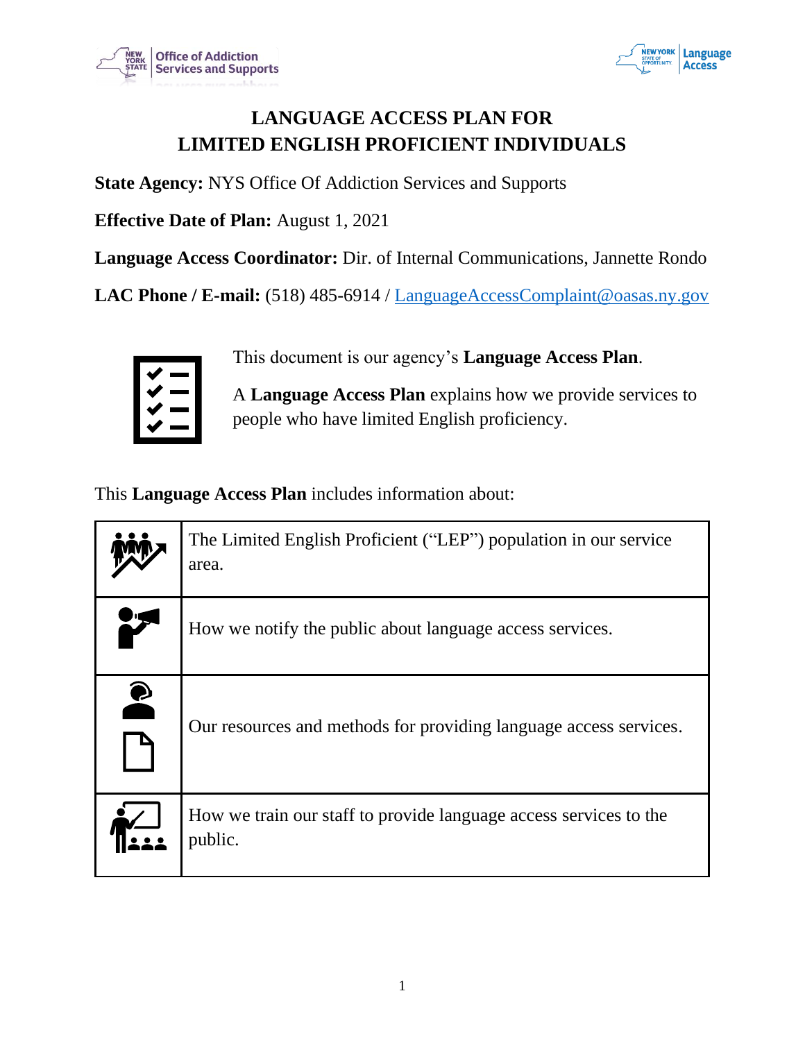# LANGUAGE ACCESS PLAN FOR LIMITED ENGLISH PROFICIENT INDIVIDUALS

**State Agency:** NYS Office Of Addiction Services and Supports

**Effective Date of Plan:** August 1, 2021

**Language Access Coordinator:** Dir. of Internal Communications, Jannette Rondo

**LAC Phone / E-mail:** (518) 485-6914 / LanguageAccessComplaint@oasas.ny.gov

This document is our agency's **Language Access Plan**.

A **Language Access Plan** explains how we provide services to people who have limited English proficiency.

This **Language Access Plan** includes information about:

| | |
|---|---|
| | The Limited English Proficient ("LEP") population in our service area. |
| | How we notify the public about language access services. |
| | Our resources and methods for providing language access services. |
| | How we train our staff to provide language access services to the public. |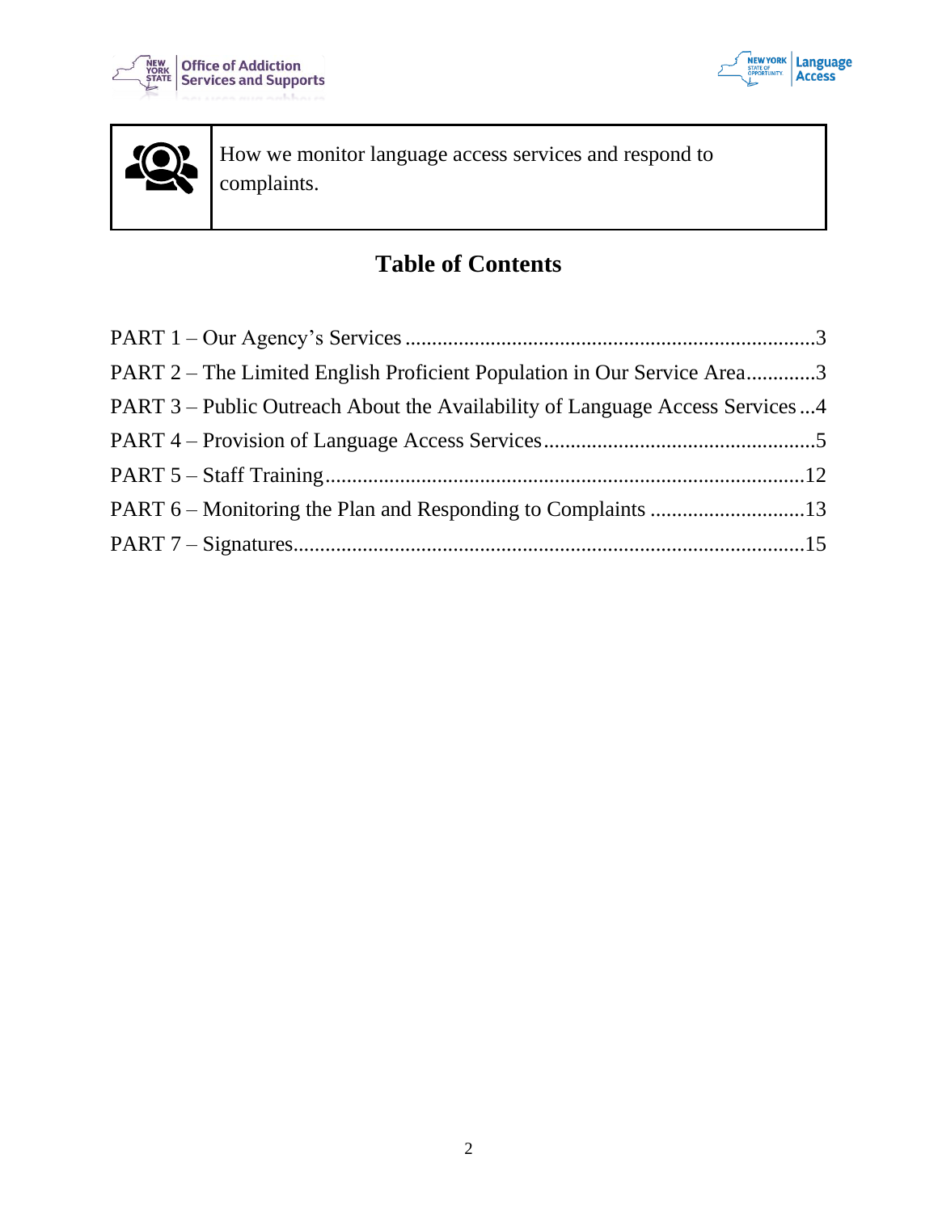| | How we monitor language access services and respond to complaints. |
|---|---|

## Table of Contents

PART 1 – Our Agency's Services ........................................................................3

PART 2 – The Limited English Proficient Population in Our Service Area............3

PART 3 – Public Outreach About the Availability of Language Access Services ...4

PART 4 – Provision of Language Access Services..................................................5

PART 5 – Staff Training.........................................................................................12

PART 6 – Monitoring the Plan and Responding to Complaints ............................13

PART 7 – Signatures..............................................................................................15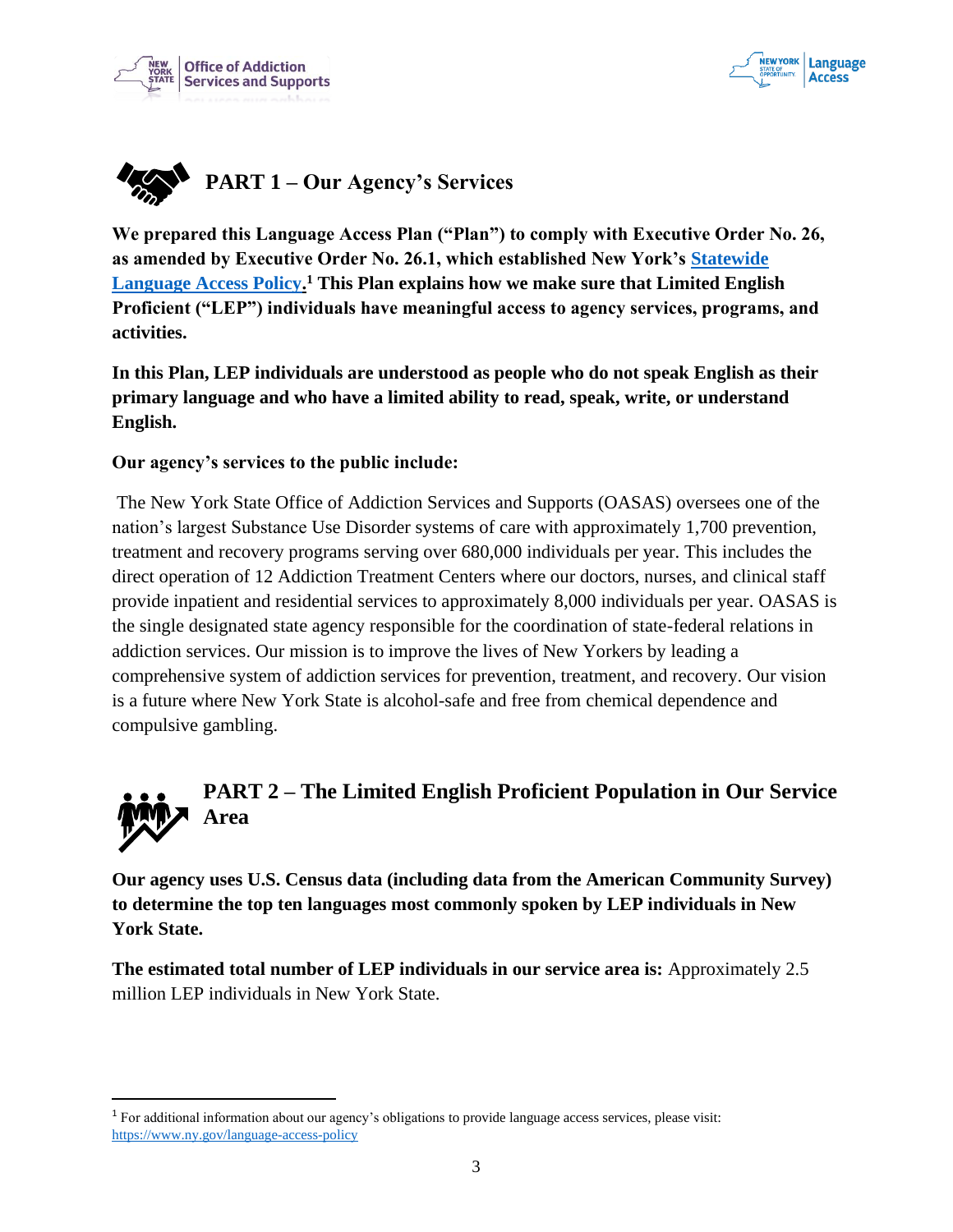## PART 1 – Our Agency's Services

**We prepared this Language Access Plan ("Plan") to comply with Executive Order No. 26, as amended by Executive Order No. 26.1, which established New York's Statewide Language Access Policy.[1] This Plan explains how we make sure that Limited English Proficient ("LEP") individuals have meaningful access to agency services, programs, and activities.**

**In this Plan, LEP individuals are understood as people who do not speak English as their primary language and who have a limited ability to read, speak, write, or understand English.**

**Our agency's services to the public include:**

The New York State Office of Addiction Services and Supports (OASAS) oversees one of the nation's largest Substance Use Disorder systems of care with approximately 1,700 prevention, treatment and recovery programs serving over 680,000 individuals per year. This includes the direct operation of 12 Addiction Treatment Centers where our doctors, nurses, and clinical staff provide inpatient and residential services to approximately 8,000 individuals per year. OASAS is the single designated state agency responsible for the coordination of state-federal relations in addiction services. Our mission is to improve the lives of New Yorkers by leading a comprehensive system of addiction services for prevention, treatment, and recovery. Our vision is a future where New York State is alcohol-safe and free from chemical dependence and compulsive gambling.

## PART 2 – The Limited English Proficient Population in Our Service Area

**Our agency uses U.S. Census data (including data from the American Community Survey) to determine the top ten languages most commonly spoken by LEP individuals in New York State.**

**The estimated total number of LEP individuals in our service area is:** Approximately 2.5 million LEP individuals in New York State.

---

[1] For additional information about our agency's obligations to provide language access services, please visit: https://www.ny.gov/language-access-policy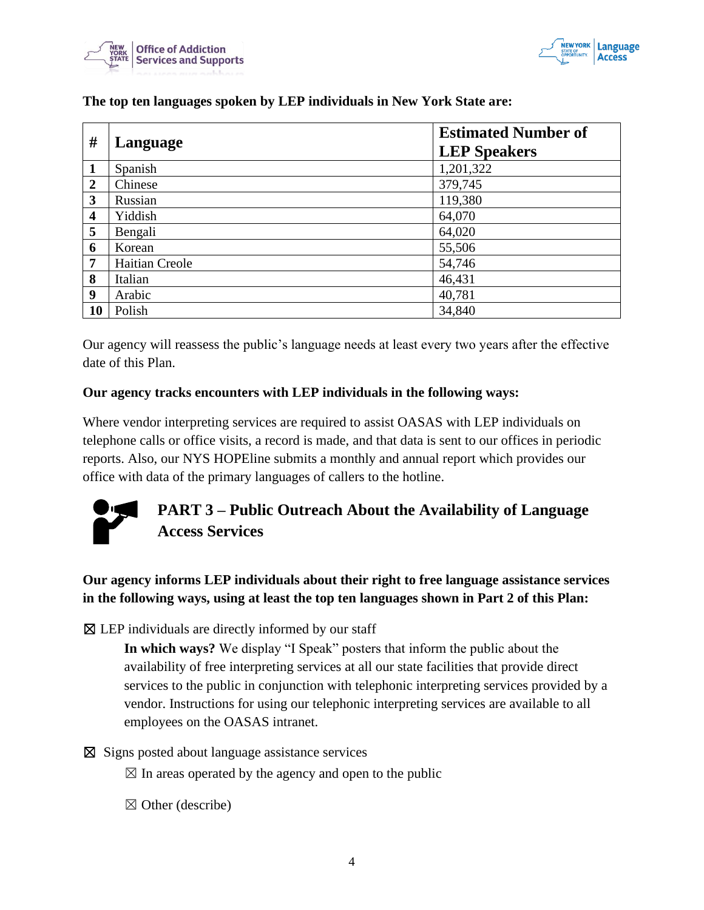**The top ten languages spoken by LEP individuals in New York State are:**

| # | Language | Estimated Number of LEP Speakers |
|---|---|---|
| **1** | Spanish | 1,201,322 |
| **2** | Chinese | 379,745 |
| **3** | Russian | 119,380 |
| **4** | Yiddish | 64,070 |
| **5** | Bengali | 64,020 |
| **6** | Korean | 55,506 |
| **7** | Haitian Creole | 54,746 |
| **8** | Italian | 46,431 |
| **9** | Arabic | 40,781 |
| **10** | Polish | 34,840 |

Our agency will reassess the public's language needs at least every two years after the effective date of this Plan.

**Our agency tracks encounters with LEP individuals in the following ways:**

Where vendor interpreting services are required to assist OASAS with LEP individuals on telephone calls or office visits, a record is made, and that data is sent to our offices in periodic reports. Also, our NYS HOPEline submits a monthly and annual report which provides our office with data of the primary languages of callers to the hotline.

## PART 3 – Public Outreach About the Availability of Language Access Services

**Our agency informs LEP individuals about their right to free language assistance services in the following ways, using at least the top ten languages shown in Part 2 of this Plan:**

☒ LEP individuals are directly informed by our staff

**In which ways?** We display "I Speak" posters that inform the public about the availability of free interpreting services at all our state facilities that provide direct services to the public in conjunction with telephonic interpreting services provided by a vendor. Instructions for using our telephonic interpreting services are available to all employees on the OASAS intranet.

☒ Signs posted about language assistance services

☒ In areas operated by the agency and open to the public

☒ Other (describe)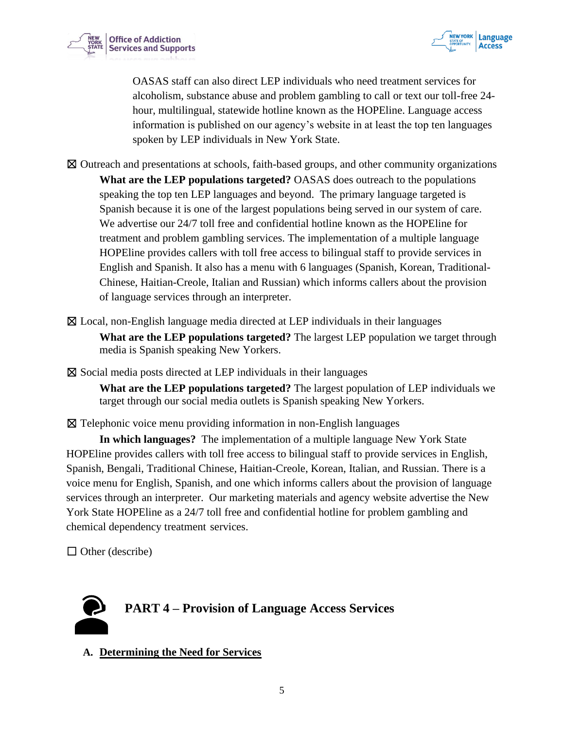OASAS staff can also direct LEP individuals who need treatment services for alcoholism, substance abuse and problem gambling to call or text our toll-free 24-hour, multilingual, statewide hotline known as the HOPEline. Language access information is published on our agency's website in at least the top ten languages spoken by LEP individuals in New York State.

☒ Outreach and presentations at schools, faith-based groups, and other community organizations

**What are the LEP populations targeted?** OASAS does outreach to the populations speaking the top ten LEP languages and beyond. The primary language targeted is Spanish because it is one of the largest populations being served in our system of care. We advertise our 24/7 toll free and confidential hotline known as the HOPEline for treatment and problem gambling services. The implementation of a multiple language HOPEline provides callers with toll free access to bilingual staff to provide services in English and Spanish. It also has a menu with 6 languages (Spanish, Korean, Traditional-Chinese, Haitian-Creole, Italian and Russian) which informs callers about the provision of language services through an interpreter.

☒ Local, non-English language media directed at LEP individuals in their languages

**What are the LEP populations targeted?** The largest LEP population we target through media is Spanish speaking New Yorkers.

☒ Social media posts directed at LEP individuals in their languages

**What are the LEP populations targeted?** The largest population of LEP individuals we target through our social media outlets is Spanish speaking New Yorkers.

☒ Telephonic voice menu providing information in non-English languages

**In which languages?** The implementation of a multiple language New York State HOPEline provides callers with toll free access to bilingual staff to provide services in English, Spanish, Bengali, Traditional Chinese, Haitian-Creole, Korean, Italian, and Russian. There is a voice menu for English, Spanish, and one which informs callers about the provision of language services through an interpreter. Our marketing materials and agency website advertise the New York State HOPEline as a 24/7 toll free and confidential hotline for problem gambling and chemical dependency treatment services.

☐ Other (describe)

## PART 4 – Provision of Language Access Services

### A. Determining the Need for Services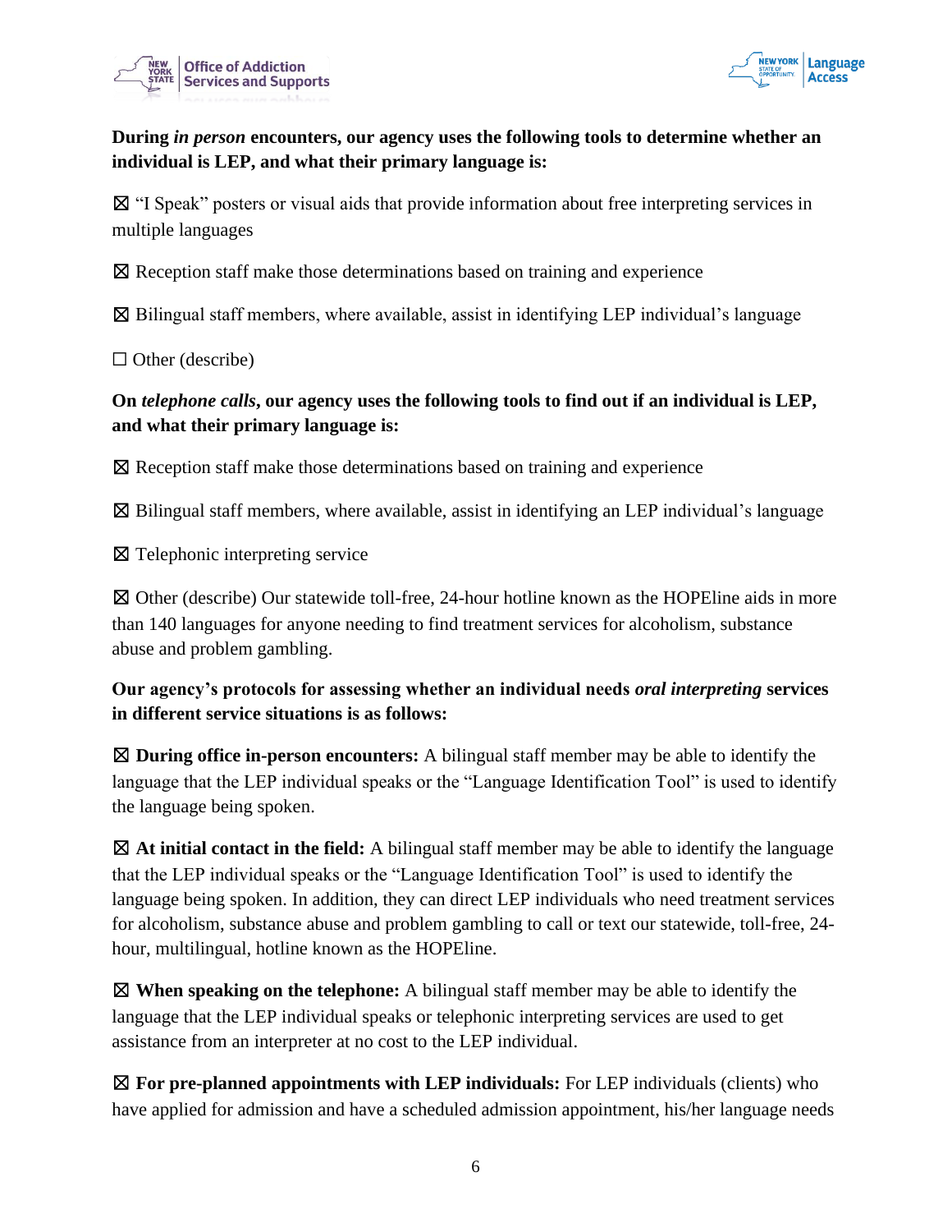**During *in person* encounters, our agency uses the following tools to determine whether an individual is LEP, and what their primary language is:**

☒ "I Speak" posters or visual aids that provide information about free interpreting services in multiple languages

☒ Reception staff make those determinations based on training and experience

☒ Bilingual staff members, where available, assist in identifying LEP individual's language

☐ Other (describe)

**On *telephone calls*, our agency uses the following tools to find out if an individual is LEP, and what their primary language is:**

☒ Reception staff make those determinations based on training and experience

☒ Bilingual staff members, where available, assist in identifying an LEP individual's language

☒ Telephonic interpreting service

☒ Other (describe) Our statewide toll-free, 24-hour hotline known as the HOPEline aids in more than 140 languages for anyone needing to find treatment services for alcoholism, substance abuse and problem gambling.

**Our agency's protocols for assessing whether an individual needs *oral interpreting* services in different service situations is as follows:**

☒ **During office in-person encounters:** A bilingual staff member may be able to identify the language that the LEP individual speaks or the "Language Identification Tool" is used to identify the language being spoken.

☒ **At initial contact in the field:** A bilingual staff member may be able to identify the language that the LEP individual speaks or the "Language Identification Tool" is used to identify the language being spoken. In addition, they can direct LEP individuals who need treatment services for alcoholism, substance abuse and problem gambling to call or text our statewide, toll-free, 24-hour, multilingual, hotline known as the HOPEline.

☒ **When speaking on the telephone:** A bilingual staff member may be able to identify the language that the LEP individual speaks or telephonic interpreting services are used to get assistance from an interpreter at no cost to the LEP individual.

☒ **For pre-planned appointments with LEP individuals:** For LEP individuals (clients) who have applied for admission and have a scheduled admission appointment, his/her language needs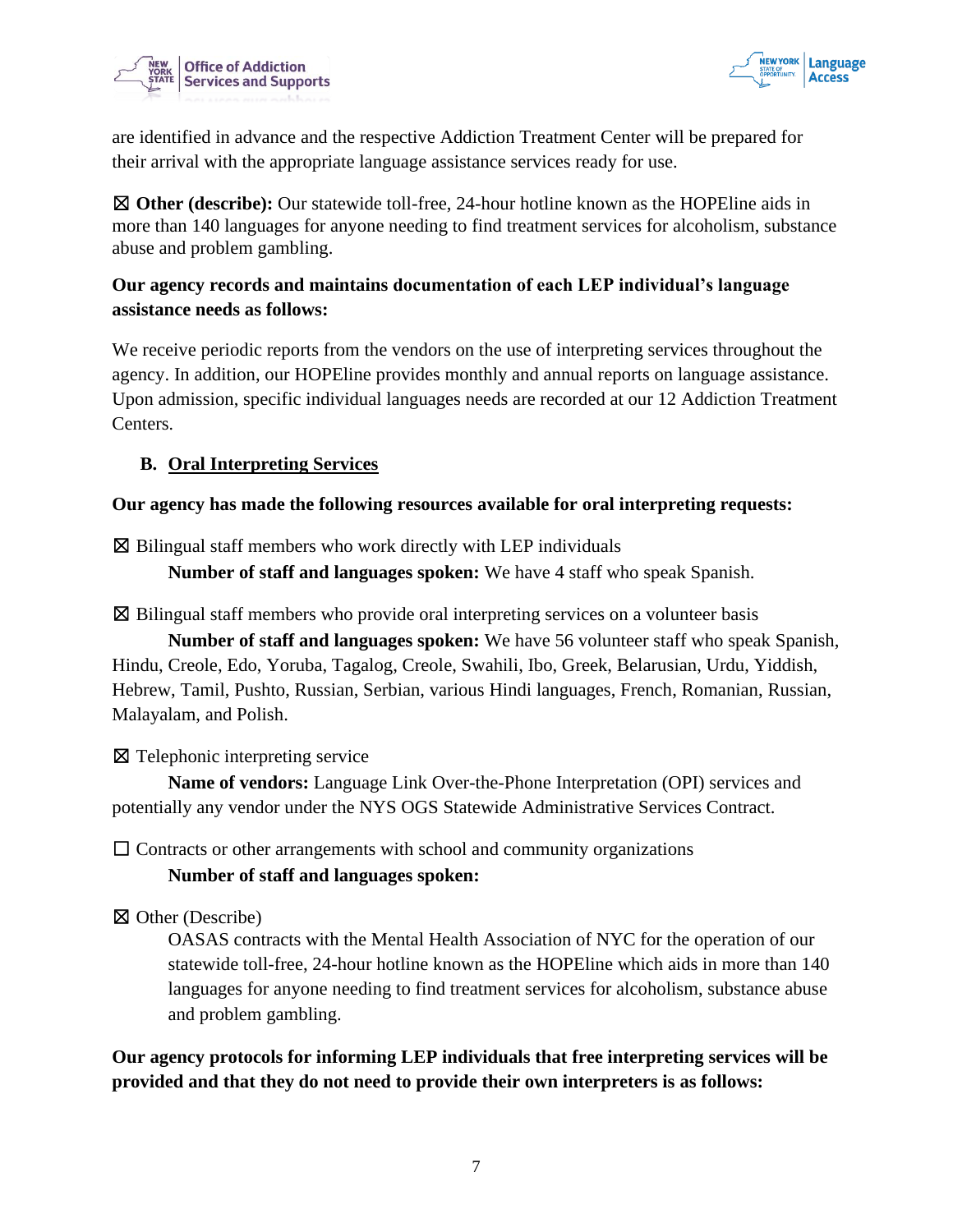are identified in advance and the respective Addiction Treatment Center will be prepared for their arrival with the appropriate language assistance services ready for use.

☒ **Other (describe):** Our statewide toll-free, 24-hour hotline known as the HOPEline aids in more than 140 languages for anyone needing to find treatment services for alcoholism, substance abuse and problem gambling.

**Our agency records and maintains documentation of each LEP individual's language assistance needs as follows:**

We receive periodic reports from the vendors on the use of interpreting services throughout the agency. In addition, our HOPEline provides monthly and annual reports on language assistance. Upon admission, specific individual languages needs are recorded at our 12 Addiction Treatment Centers.

### B. <u>Oral Interpreting Services</u>

**Our agency has made the following resources available for oral interpreting requests:**

☒ Bilingual staff members who work directly with LEP individuals

**Number of staff and languages spoken:** We have 4 staff who speak Spanish.

☒ Bilingual staff members who provide oral interpreting services on a volunteer basis

**Number of staff and languages spoken:** We have 56 volunteer staff who speak Spanish, Hindu, Creole, Edo, Yoruba, Tagalog, Creole, Swahili, Ibo, Greek, Belarusian, Urdu, Yiddish, Hebrew, Tamil, Pushto, Russian, Serbian, various Hindi languages, French, Romanian, Russian, Malayalam, and Polish.

☒ Telephonic interpreting service

**Name of vendors:** Language Link Over-the-Phone Interpretation (OPI) services and potentially any vendor under the NYS OGS Statewide Administrative Services Contract.

☐ Contracts or other arrangements with school and community organizations

**Number of staff and languages spoken:**

☒ Other (Describe)

OASAS contracts with the Mental Health Association of NYC for the operation of our statewide toll-free, 24-hour hotline known as the HOPEline which aids in more than 140 languages for anyone needing to find treatment services for alcoholism, substance abuse and problem gambling.

**Our agency protocols for informing LEP individuals that free interpreting services will be provided and that they do not need to provide their own interpreters is as follows:**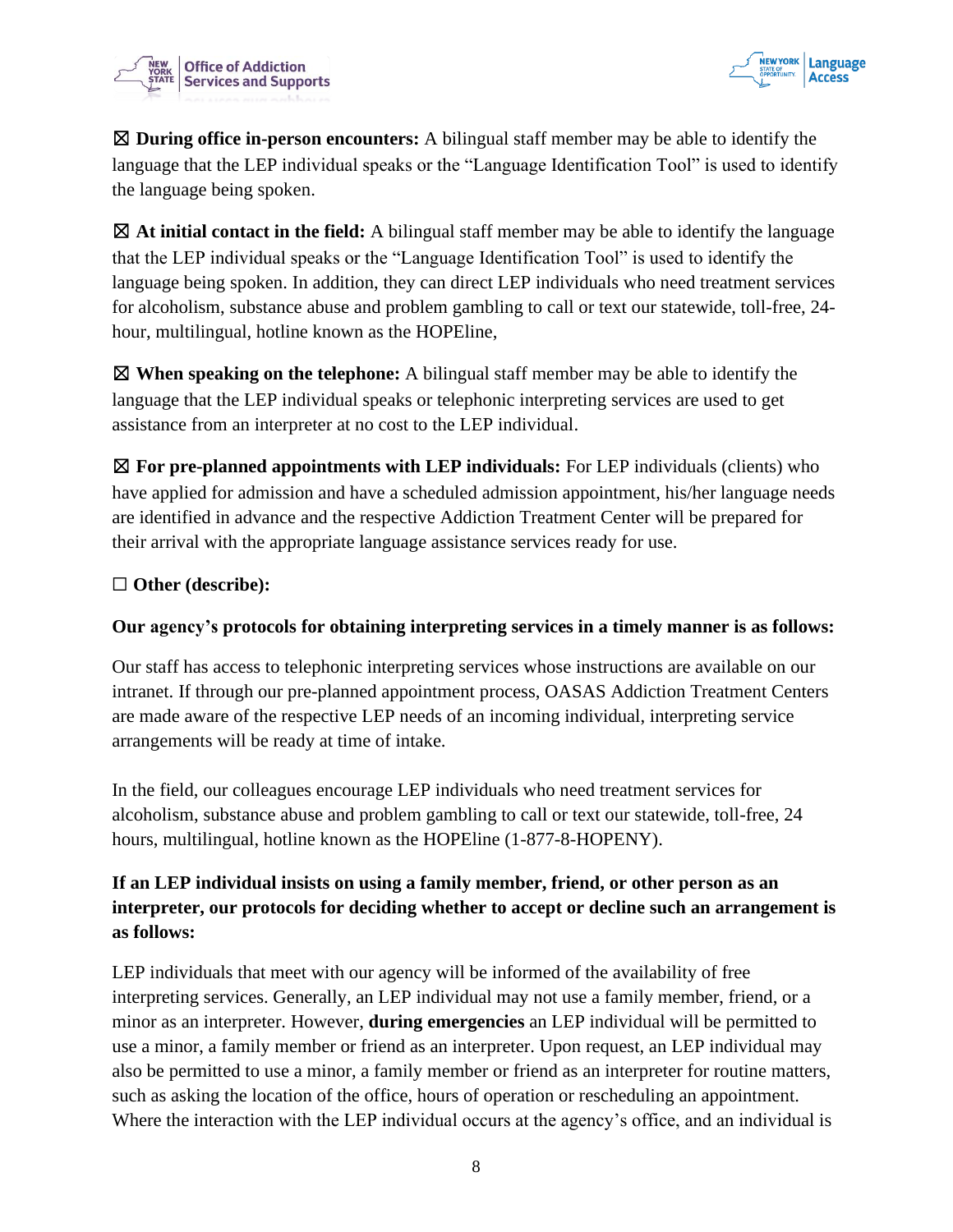☒ **During office in-person encounters:** A bilingual staff member may be able to identify the language that the LEP individual speaks or the "Language Identification Tool" is used to identify the language being spoken.

☒ **At initial contact in the field:** A bilingual staff member may be able to identify the language that the LEP individual speaks or the "Language Identification Tool" is used to identify the language being spoken. In addition, they can direct LEP individuals who need treatment services for alcoholism, substance abuse and problem gambling to call or text our statewide, toll-free, 24-hour, multilingual, hotline known as the HOPEline,

☒ **When speaking on the telephone:** A bilingual staff member may be able to identify the language that the LEP individual speaks or telephonic interpreting services are used to get assistance from an interpreter at no cost to the LEP individual.

☒ **For pre-planned appointments with LEP individuals:** For LEP individuals (clients) who have applied for admission and have a scheduled admission appointment, his/her language needs are identified in advance and the respective Addiction Treatment Center will be prepared for their arrival with the appropriate language assistance services ready for use.

☐ **Other (describe):**

**Our agency's protocols for obtaining interpreting services in a timely manner is as follows:**

Our staff has access to telephonic interpreting services whose instructions are available on our intranet. If through our pre-planned appointment process, OASAS Addiction Treatment Centers are made aware of the respective LEP needs of an incoming individual, interpreting service arrangements will be ready at time of intake.

In the field, our colleagues encourage LEP individuals who need treatment services for alcoholism, substance abuse and problem gambling to call or text our statewide, toll-free, 24 hours, multilingual, hotline known as the HOPEline (1-877-8-HOPENY).

**If an LEP individual insists on using a family member, friend, or other person as an interpreter, our protocols for deciding whether to accept or decline such an arrangement is as follows:**

LEP individuals that meet with our agency will be informed of the availability of free interpreting services. Generally, an LEP individual may not use a family member, friend, or a minor as an interpreter. However, **during emergencies** an LEP individual will be permitted to use a minor, a family member or friend as an interpreter. Upon request, an LEP individual may also be permitted to use a minor, a family member or friend as an interpreter for routine matters, such as asking the location of the office, hours of operation or rescheduling an appointment. Where the interaction with the LEP individual occurs at the agency's office, and an individual is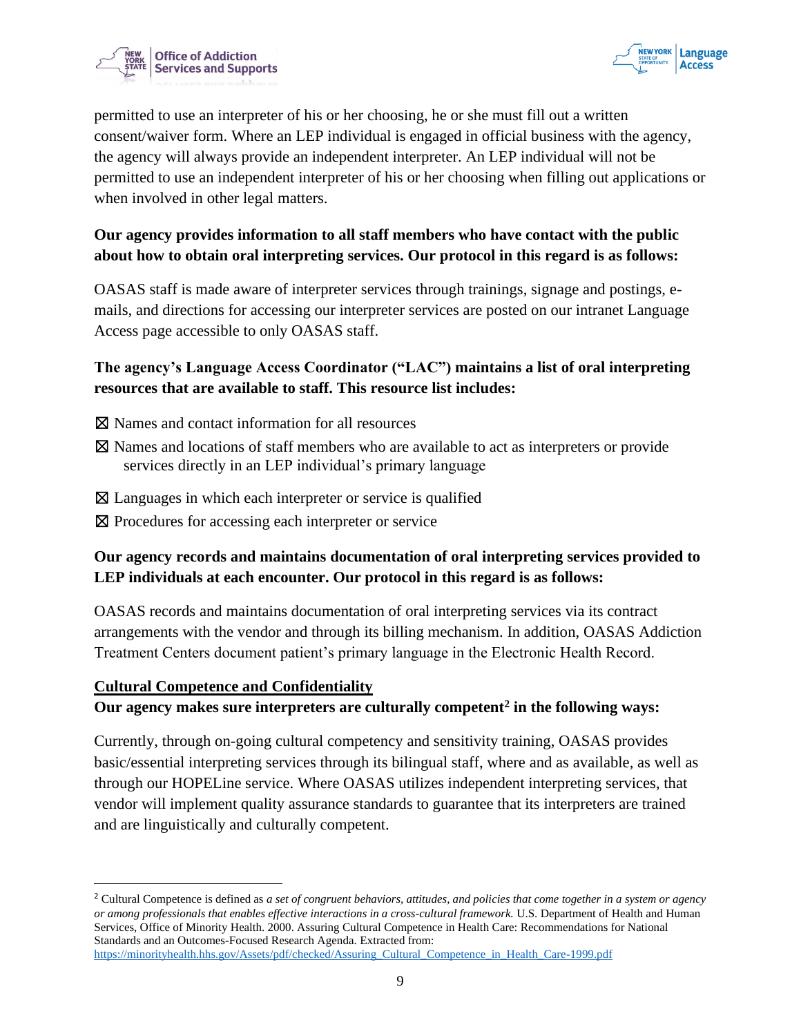permitted to use an interpreter of his or her choosing, he or she must fill out a written consent/waiver form. Where an LEP individual is engaged in official business with the agency, the agency will always provide an independent interpreter. An LEP individual will not be permitted to use an independent interpreter of his or her choosing when filling out applications or when involved in other legal matters.

**Our agency provides information to all staff members who have contact with the public about how to obtain oral interpreting services. Our protocol in this regard is as follows:**

OASAS staff is made aware of interpreter services through trainings, signage and postings, e-mails, and directions for accessing our interpreter services are posted on our intranet Language Access page accessible to only OASAS staff.

**The agency's Language Access Coordinator ("LAC") maintains a list of oral interpreting resources that are available to staff. This resource list includes:**

☒ Names and contact information for all resources

☒ Names and locations of staff members who are available to act as interpreters or provide services directly in an LEP individual's primary language

☒ Languages in which each interpreter or service is qualified

☒ Procedures for accessing each interpreter or service

**Our agency records and maintains documentation of oral interpreting services provided to LEP individuals at each encounter. Our protocol in this regard is as follows:**

OASAS records and maintains documentation of oral interpreting services via its contract arrangements with the vendor and through its billing mechanism. In addition, OASAS Addiction Treatment Centers document patient's primary language in the Electronic Health Record.

**Cultural Competence and Confidentiality**

**Our agency makes sure interpreters are culturally competent[2] in the following ways:**

Currently, through on-going cultural competency and sensitivity training, OASAS provides basic/essential interpreting services through its bilingual staff, where and as available, as well as through our HOPELine service. Where OASAS utilizes independent interpreting services, that vendor will implement quality assurance standards to guarantee that its interpreters are trained and are linguistically and culturally competent.

---

[2] Cultural Competence is defined as *a set of congruent behaviors, attitudes, and policies that come together in a system or agency or among professionals that enables effective interactions in a cross-cultural framework.* U.S. Department of Health and Human Services, Office of Minority Health. 2000. Assuring Cultural Competence in Health Care: Recommendations for National Standards and an Outcomes-Focused Research Agenda. Extracted from: https://minorityhealth.hhs.gov/Assets/pdf/checked/Assuring_Cultural_Competence_in_Health_Care-1999.pdf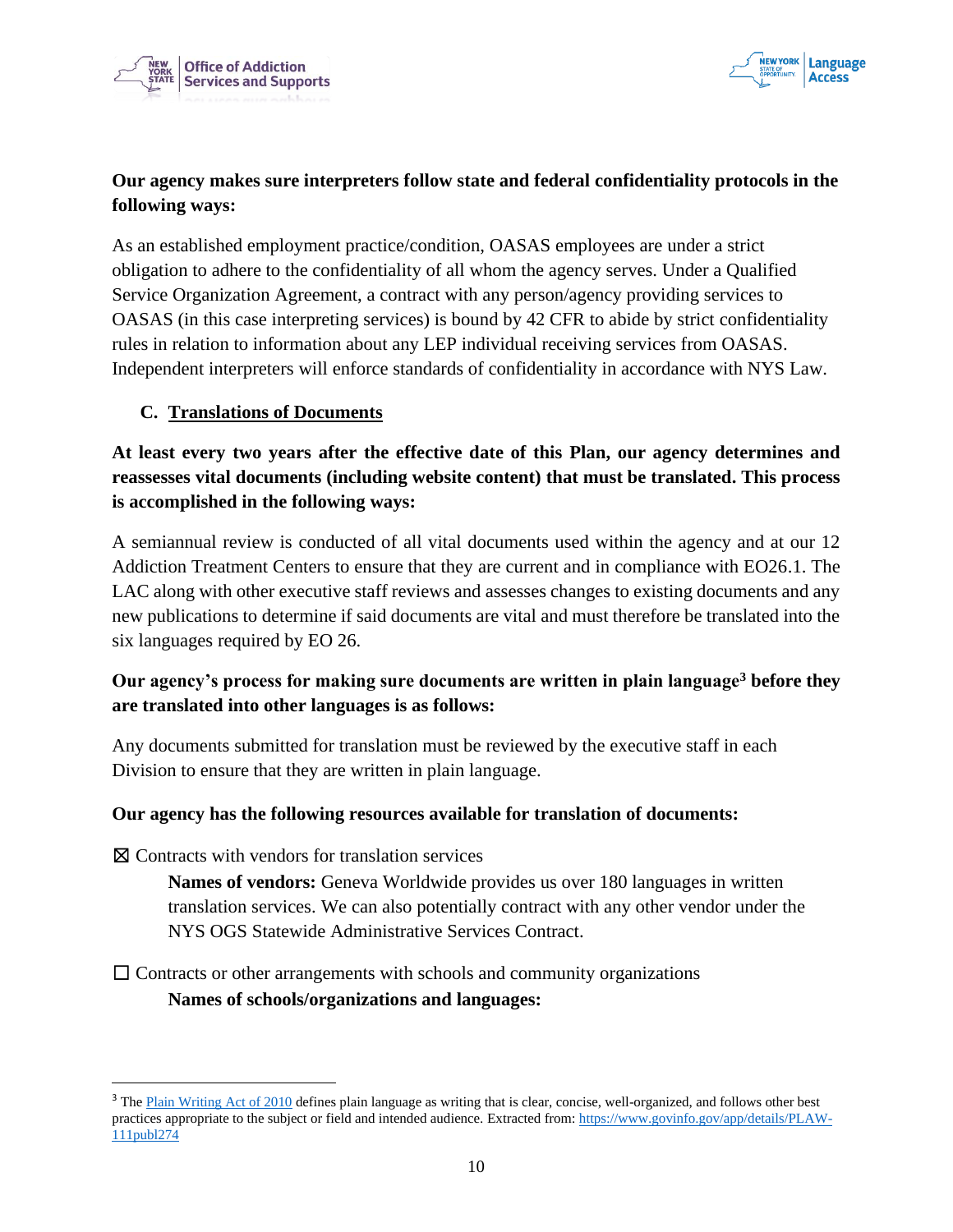**Our agency makes sure interpreters follow state and federal confidentiality protocols in the following ways:**

As an established employment practice/condition, OASAS employees are under a strict obligation to adhere to the confidentiality of all whom the agency serves. Under a Qualified Service Organization Agreement, a contract with any person/agency providing services to OASAS (in this case interpreting services) is bound by 42 CFR to abide by strict confidentiality rules in relation to information about any LEP individual receiving services from OASAS. Independent interpreters will enforce standards of confidentiality in accordance with NYS Law.

### C. Translations of Documents

**At least every two years after the effective date of this Plan, our agency determines and reassesses vital documents (including website content) that must be translated. This process is accomplished in the following ways:**

A semiannual review is conducted of all vital documents used within the agency and at our 12 Addiction Treatment Centers to ensure that they are current and in compliance with EO26.1. The LAC along with other executive staff reviews and assesses changes to existing documents and any new publications to determine if said documents are vital and must therefore be translated into the six languages required by EO 26.

**Our agency's process for making sure documents are written in plain language[3] before they are translated into other languages is as follows:**

Any documents submitted for translation must be reviewed by the executive staff in each Division to ensure that they are written in plain language.

**Our agency has the following resources available for translation of documents:**

☒ Contracts with vendors for translation services

**Names of vendors:** Geneva Worldwide provides us over 180 languages in written translation services. We can also potentially contract with any other vendor under the NYS OGS Statewide Administrative Services Contract.

☐ Contracts or other arrangements with schools and community organizations

**Names of schools/organizations and languages:**

---

[3] The Plain Writing Act of 2010 defines plain language as writing that is clear, concise, well-organized, and follows other best practices appropriate to the subject or field and intended audience. Extracted from: https://www.govinfo.gov/app/details/PLAW-111publ274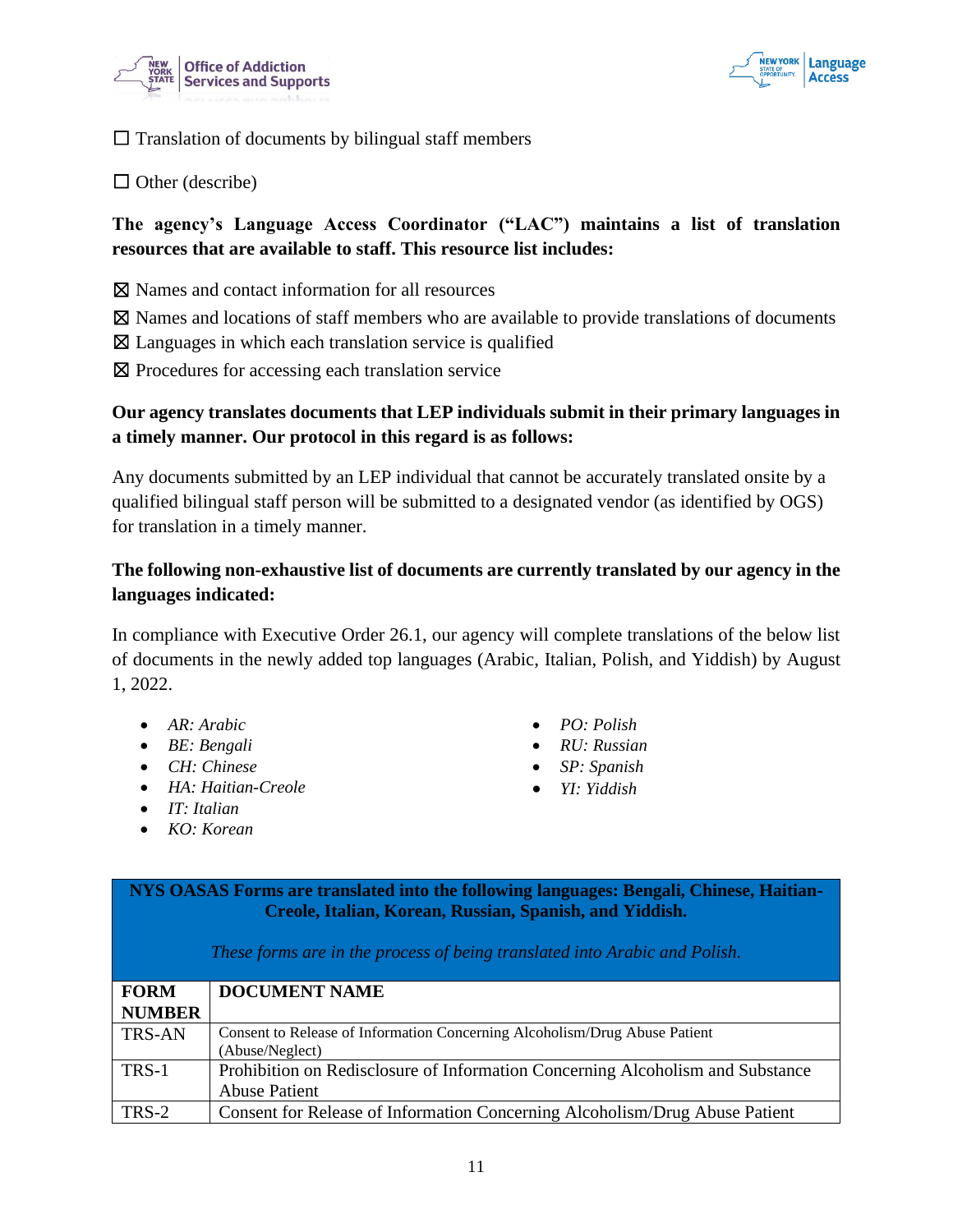☐ Translation of documents by bilingual staff members

☐ Other (describe)

**The agency's Language Access Coordinator ("LAC") maintains a list of translation resources that are available to staff. This resource list includes:**

☒ Names and contact information for all resources

☒ Names and locations of staff members who are available to provide translations of documents

☒ Languages in which each translation service is qualified

☒ Procedures for accessing each translation service

**Our agency translates documents that LEP individuals submit in their primary languages in a timely manner. Our protocol in this regard is as follows:**

Any documents submitted by an LEP individual that cannot be accurately translated onsite by a qualified bilingual staff person will be submitted to a designated vendor (as identified by OGS) for translation in a timely manner.

**The following non-exhaustive list of documents are currently translated by our agency in the languages indicated:**

In compliance with Executive Order 26.1, our agency will complete translations of the below list of documents in the newly added top languages (Arabic, Italian, Polish, and Yiddish) by August 1, 2022.

- *AR: Arabic*
- *BE: Bengali*
- *CH: Chinese*
- *HA: Haitian-Creole*
- *IT: Italian*
- *KO: Korean*
- *PO: Polish*
- *RU: Russian*
- *SP: Spanish*
- *YI: Yiddish*

| **NYS OASAS Forms are translated into the following languages: Bengali, Chinese, Haitian-Creole, Italian, Korean, Russian, Spanish, and Yiddish.** *These forms are in the process of being translated into Arabic and Polish.* | |
|---|---|
| **FORM NUMBER** | **DOCUMENT NAME** |
| TRS-AN | Consent to Release of Information Concerning Alcoholism/Drug Abuse Patient (Abuse/Neglect) |
| TRS-1 | Prohibition on Redisclosure of Information Concerning Alcoholism and Substance Abuse Patient |
| TRS-2 | Consent for Release of Information Concerning Alcoholism/Drug Abuse Patient |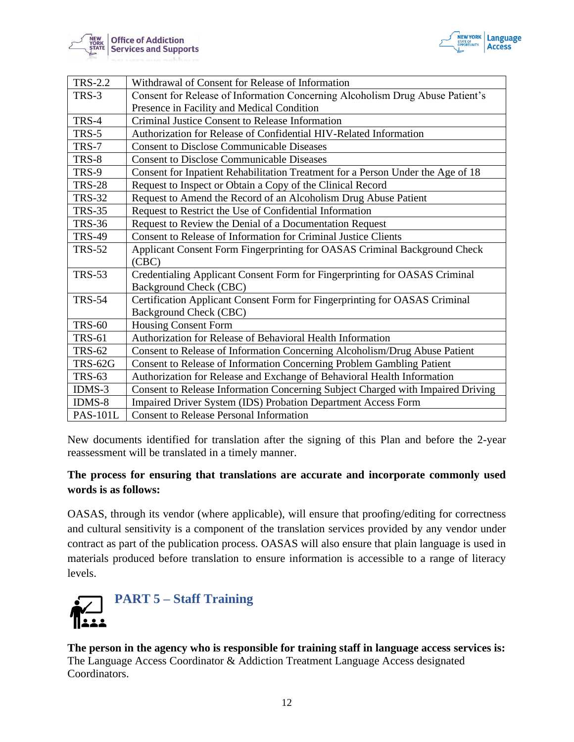| TRS-2.2 | Withdrawal of Consent for Release of Information |
|---|---|
| TRS-3 | Consent for Release of Information Concerning Alcoholism Drug Abuse Patient's Presence in Facility and Medical Condition |
| TRS-4 | Criminal Justice Consent to Release Information |
| TRS-5 | Authorization for Release of Confidential HIV-Related Information |
| TRS-7 | Consent to Disclose Communicable Diseases |
| TRS-8 | Consent to Disclose Communicable Diseases |
| TRS-9 | Consent for Inpatient Rehabilitation Treatment for a Person Under the Age of 18 |
| TRS-28 | Request to Inspect or Obtain a Copy of the Clinical Record |
| TRS-32 | Request to Amend the Record of an Alcoholism Drug Abuse Patient |
| TRS-35 | Request to Restrict the Use of Confidential Information |
| TRS-36 | Request to Review the Denial of a Documentation Request |
| TRS-49 | Consent to Release of Information for Criminal Justice Clients |
| TRS-52 | Applicant Consent Form Fingerprinting for OASAS Criminal Background Check (CBC) |
| TRS-53 | Credentialing Applicant Consent Form for Fingerprinting for OASAS Criminal Background Check (CBC) |
| TRS-54 | Certification Applicant Consent Form for Fingerprinting for OASAS Criminal Background Check (CBC) |
| TRS-60 | Housing Consent Form |
| TRS-61 | Authorization for Release of Behavioral Health Information |
| TRS-62 | Consent to Release of Information Concerning Alcoholism/Drug Abuse Patient |
| TRS-62G | Consent to Release of Information Concerning Problem Gambling Patient |
| TRS-63 | Authorization for Release and Exchange of Behavioral Health Information |
| IDMS-3 | Consent to Release Information Concerning Subject Charged with Impaired Driving |
| IDMS-8 | Impaired Driver System (IDS) Probation Department Access Form |
| PAS-101L | Consent to Release Personal Information |

New documents identified for translation after the signing of this Plan and before the 2-year reassessment will be translated in a timely manner.

**The process for ensuring that translations are accurate and incorporate commonly used words is as follows:**

OASAS, through its vendor (where applicable), will ensure that proofing/editing for correctness and cultural sensitivity is a component of the translation services provided by any vendor under contract as part of the publication process. OASAS will also ensure that plain language is used in materials produced before translation to ensure information is accessible to a range of literacy levels.

## PART 5 – Staff Training

**The person in the agency who is responsible for training staff in language access services is:** The Language Access Coordinator & Addiction Treatment Language Access designated Coordinators.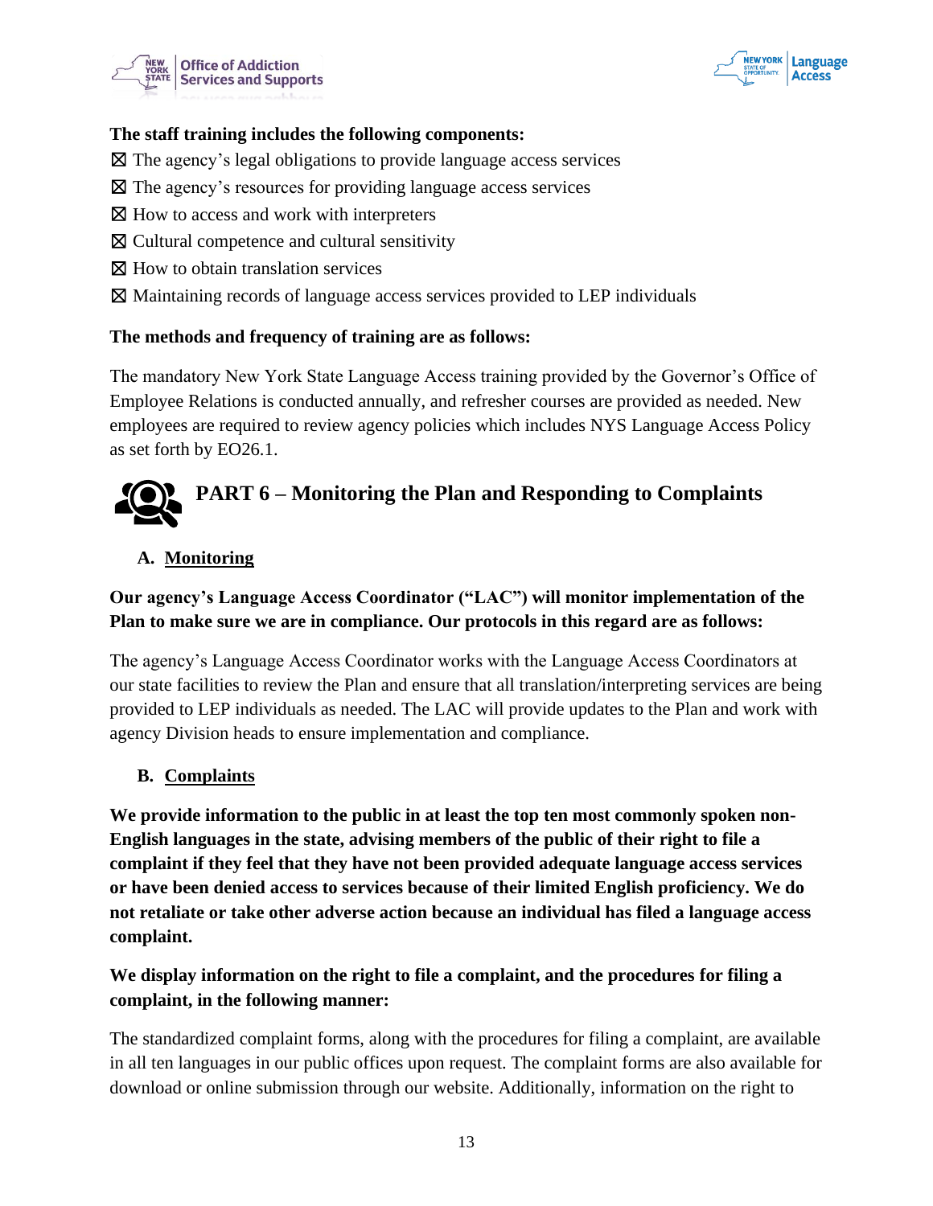**The staff training includes the following components:**

☒ The agency's legal obligations to provide language access services
☒ The agency's resources for providing language access services
☒ How to access and work with interpreters
☒ Cultural competence and cultural sensitivity
☒ How to obtain translation services
☒ Maintaining records of language access services provided to LEP individuals

**The methods and frequency of training are as follows:**

The mandatory New York State Language Access training provided by the Governor's Office of Employee Relations is conducted annually, and refresher courses are provided as needed. New employees are required to review agency policies which includes NYS Language Access Policy as set forth by EO26.1.

## PART 6 – Monitoring the Plan and Responding to Complaints

### A. Monitoring

**Our agency's Language Access Coordinator ("LAC") will monitor implementation of the Plan to make sure we are in compliance. Our protocols in this regard are as follows:**

The agency's Language Access Coordinator works with the Language Access Coordinators at our state facilities to review the Plan and ensure that all translation/interpreting services are being provided to LEP individuals as needed. The LAC will provide updates to the Plan and work with agency Division heads to ensure implementation and compliance.

### B. Complaints

**We provide information to the public in at least the top ten most commonly spoken non-English languages in the state, advising members of the public of their right to file a complaint if they feel that they have not been provided adequate language access services or have been denied access to services because of their limited English proficiency. We do not retaliate or take other adverse action because an individual has filed a language access complaint.**

**We display information on the right to file a complaint, and the procedures for filing a complaint, in the following manner:**

The standardized complaint forms, along with the procedures for filing a complaint, are available in all ten languages in our public offices upon request. The complaint forms are also available for download or online submission through our website. Additionally, information on the right to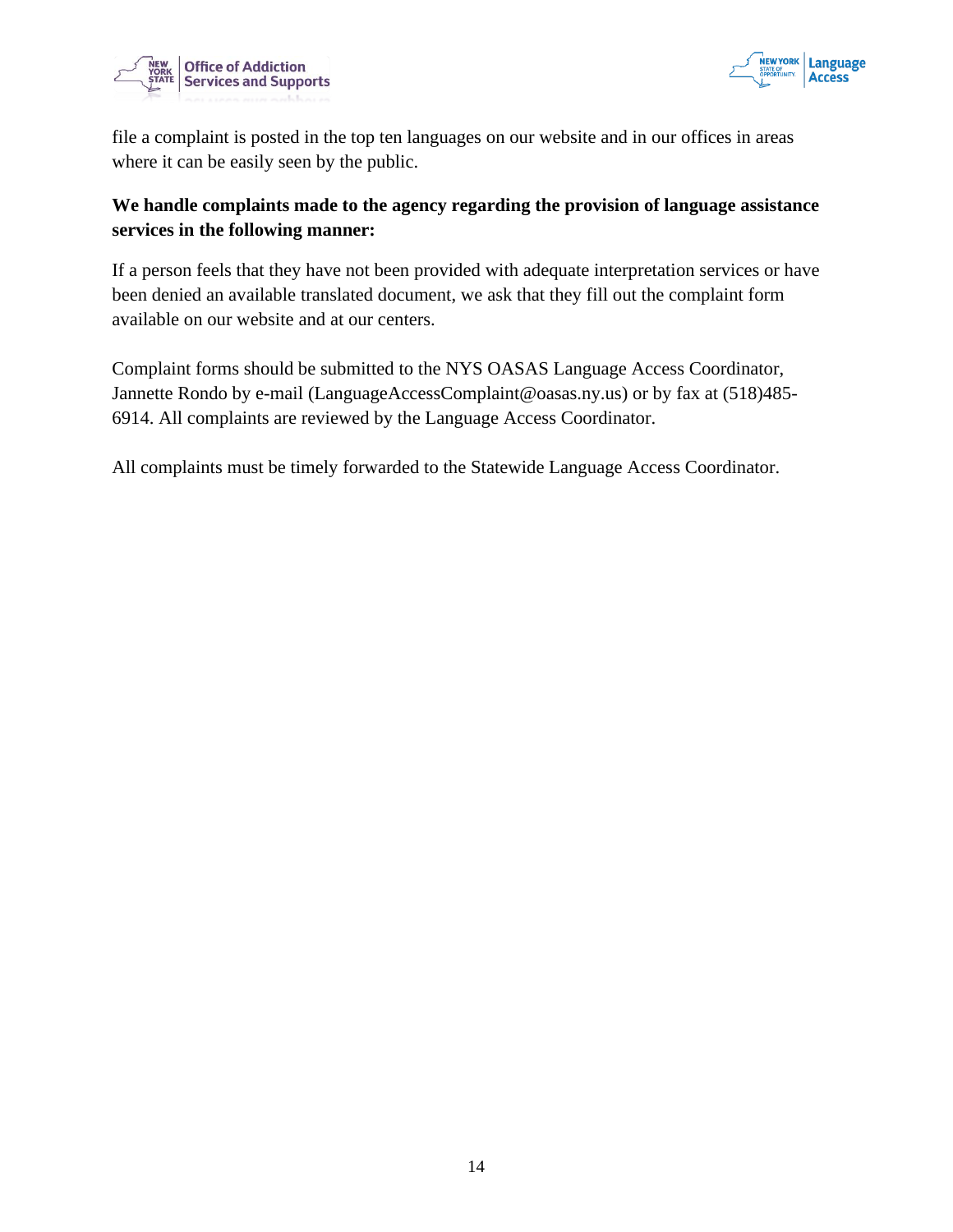file a complaint is posted in the top ten languages on our website and in our offices in areas where it can be easily seen by the public.

**We handle complaints made to the agency regarding the provision of language assistance services in the following manner:**

If a person feels that they have not been provided with adequate interpretation services or have been denied an available translated document, we ask that they fill out the complaint form available on our website and at our centers.

Complaint forms should be submitted to the NYS OASAS Language Access Coordinator, Jannette Rondo by e-mail (LanguageAccessComplaint@oasas.ny.us) or by fax at (518)485-6914. All complaints are reviewed by the Language Access Coordinator.

All complaints must be timely forwarded to the Statewide Language Access Coordinator.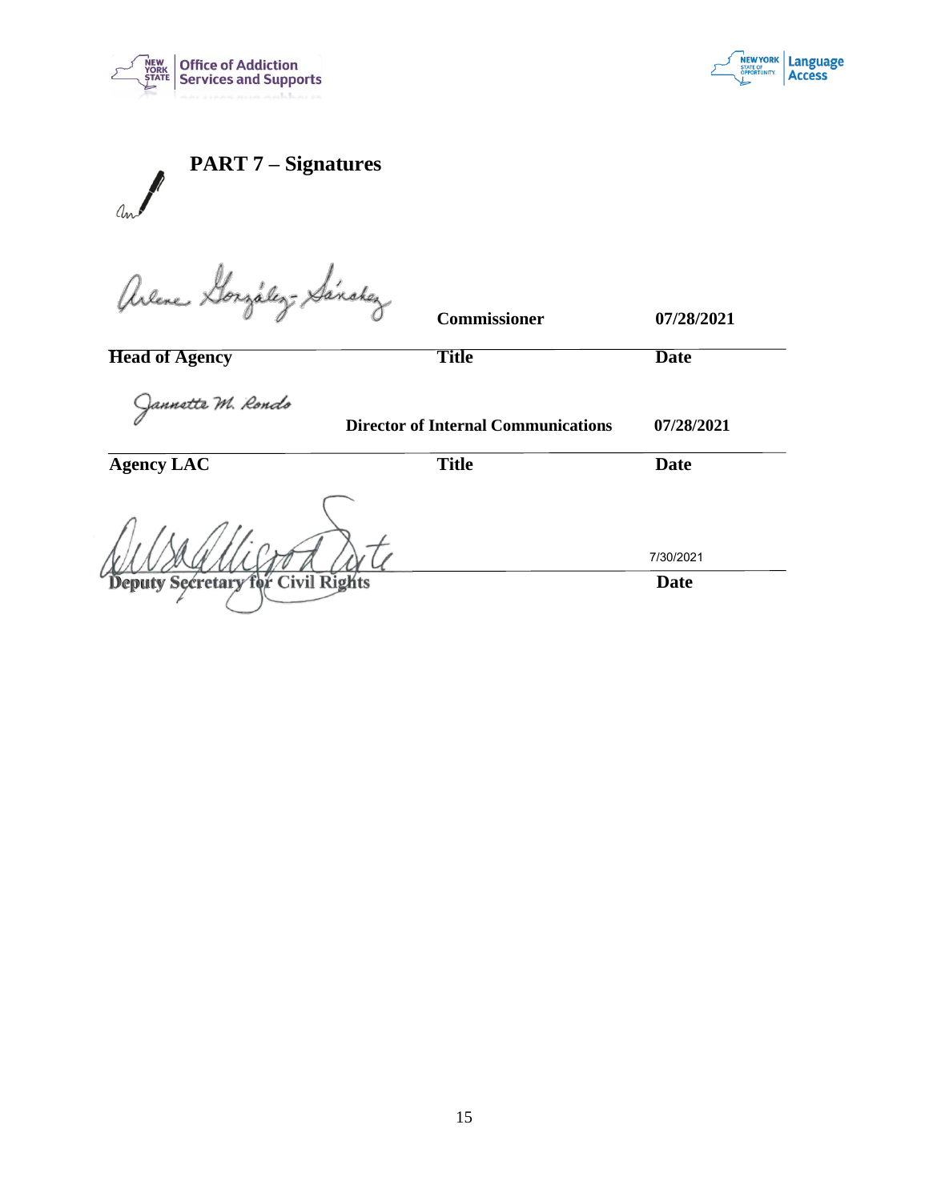## PART 7 – Signatures

| | | |
|---|---|---|
| Arlene González-Sánchez | **Commissioner** | **07/28/2021** |
| **Head of Agency** | **Title** | **Date** |
| Jannette M. Rondo | **Director of Internal Communications** | **07/28/2021** |
| **Agency LAC** | **Title** | **Date** |
| | | 7/30/2021 |
| **Deputy Secretary for Civil Rights** | | **Date** |